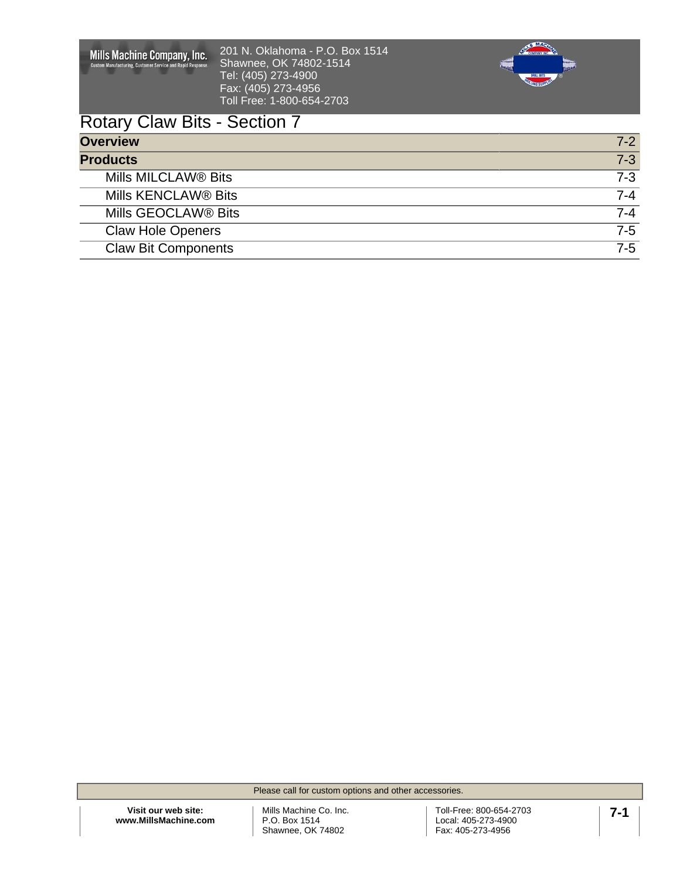Mills Machine Company, Inc.
Custom Manufacturing, Customer Service and Rapid Response

201 N. Oklahoma - P.O. Box 1514
Shawnee, OK 74802-1514
Tel: (405) 273-4900
Fax: (405) 273-4956
Toll Free: 1-800-654-2703

# Rotary Claw Bits - Section 7

| | |
|---|---|
| **Overview** | 7-2 |
| **Products** | 7-3 |
| Mills MILCLAW® Bits | 7-3 |
| Mills KENCLAW® Bits | 7-4 |
| Mills GEOCLAW® Bits | 7-4 |
| Claw Hole Openers | 7-5 |
| Claw Bit Components | 7-5 |

Please call for custom options and other accessories.

**Visit our web site:**
**www.MillsMachine.com**

Mills Machine Co. Inc.
P.O. Box 1514
Shawnee, OK 74802

Toll-Free: 800-654-2703
Local: 405-273-4900
Fax: 405-273-4956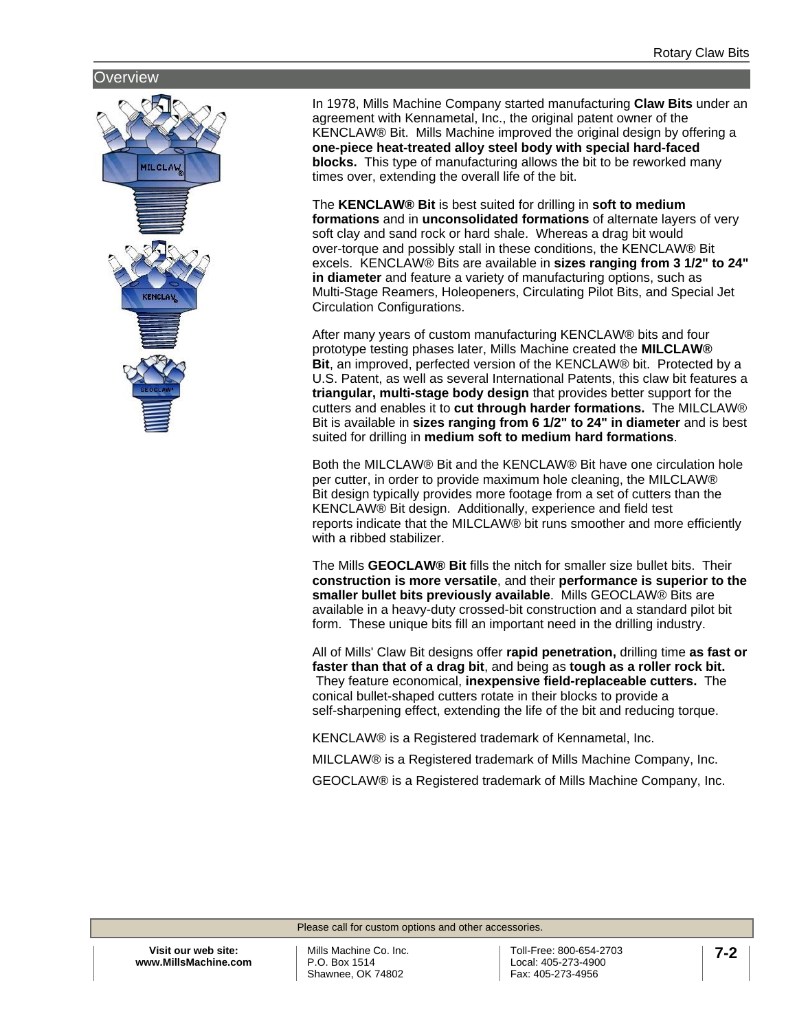## Overview

In 1978, Mills Machine Company started manufacturing **Claw Bits** under an agreement with Kennametal, Inc., the original patent owner of the KENCLAW® Bit. Mills Machine improved the original design by offering a **one-piece heat-treated alloy steel body with special hard-faced blocks.** This type of manufacturing allows the bit to be reworked many times over, extending the overall life of the bit.

The **KENCLAW® Bit** is best suited for drilling in **soft to medium formations** and in **unconsolidated formations** of alternate layers of very soft clay and sand rock or hard shale. Whereas a drag bit would over-torque and possibly stall in these conditions, the KENCLAW® Bit excels. KENCLAW® Bits are available in **sizes ranging from 3 1/2" to 24" in diameter** and feature a variety of manufacturing options, such as Multi-Stage Reamers, Holeopeners, Circulating Pilot Bits, and Special Jet Circulation Configurations.

After many years of custom manufacturing KENCLAW® bits and four prototype testing phases later, Mills Machine created the **MILCLAW® Bit**, an improved, perfected version of the KENCLAW® bit. Protected by a U.S. Patent, as well as several International Patents, this claw bit features a **triangular, multi-stage body design** that provides better support for the cutters and enables it to **cut through harder formations.** The MILCLAW® Bit is available in **sizes ranging from 6 1/2" to 24" in diameter** and is best suited for drilling in **medium soft to medium hard formations**.

Both the MILCLAW® Bit and the KENCLAW® Bit have one circulation hole per cutter, in order to provide maximum hole cleaning, the MILCLAW® Bit design typically provides more footage from a set of cutters than the KENCLAW® Bit design. Additionally, experience and field test reports indicate that the MILCLAW® bit runs smoother and more efficiently with a ribbed stabilizer.

The Mills **GEOCLAW® Bit** fills the nitch for smaller size bullet bits. Their **construction is more versatile**, and their **performance is superior to the smaller bullet bits previously available**. Mills GEOCLAW® Bits are available in a heavy-duty crossed-bit construction and a standard pilot bit form. These unique bits fill an important need in the drilling industry.

All of Mills' Claw Bit designs offer **rapid penetration,** drilling time **as fast or faster than that of a drag bit**, and being as **tough as a roller rock bit.** They feature economical, **inexpensive field-replaceable cutters.** The conical bullet-shaped cutters rotate in their blocks to provide a self-sharpening effect, extending the life of the bit and reducing torque.

KENCLAW® is a Registered trademark of Kennametal, Inc.

MILCLAW® is a Registered trademark of Mills Machine Company, Inc.

GEOCLAW® is a Registered trademark of Mills Machine Company, Inc.

Please call for custom options and other accessories.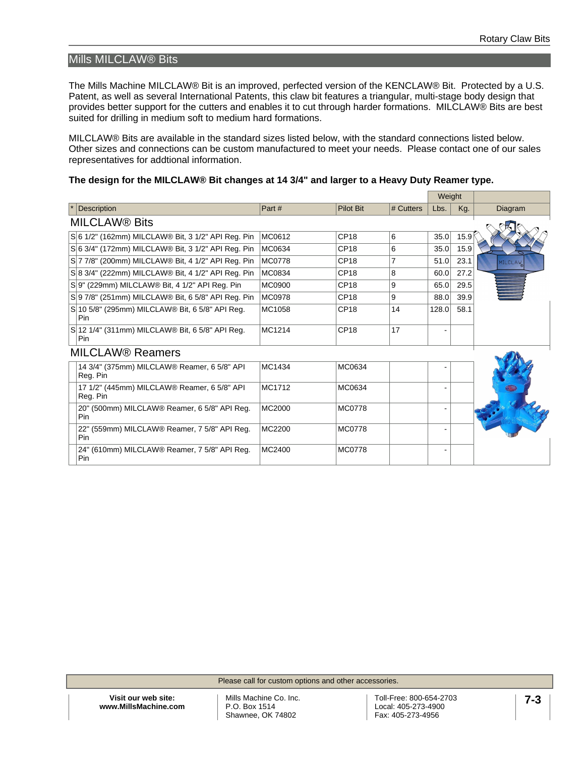## Mills MILCLAW® Bits

The Mills Machine MILCLAW® Bit is an improved, perfected version of the KENCLAW® Bit. Protected by a U.S. Patent, as well as several International Patents, this claw bit features a triangular, multi-stage body design that provides better support for the cutters and enables it to cut through harder formations. MILCLAW® Bits are best suited for drilling in medium soft to medium hard formations.

MILCLAW® Bits are available in the standard sizes listed below, with the standard connections listed below. Other sizes and connections can be custom manufactured to meet your needs. Please contact one of our sales representatives for addtional information.

**The design for the MILCLAW® Bit changes at 14 3/4" and larger to a Heavy Duty Reamer type.**

| | | | | | Weight | | |
|---|---|---|---|---|---|---|---|
| * | Description | Part # | Pilot Bit | # Cutters | Lbs. | Kg. | Diagram |
| | **MILCLAW® Bits** | | | | | | |
| S | 6 1/2" (162mm) MILCLAW® Bit, 3 1/2" API Reg. Pin | MC0612 | CP18 | 6 | 35.0 | 15.9 | |
| S | 6 3/4" (172mm) MILCLAW® Bit, 3 1/2" API Reg. Pin | MC0634 | CP18 | 6 | 35.0 | 15.9 | |
| S | 7 7/8" (200mm) MILCLAW® Bit, 4 1/2" API Reg. Pin | MC0778 | CP18 | 7 | 51.0 | 23.1 | |
| S | 8 3/4" (222mm) MILCLAW® Bit, 4 1/2" API Reg. Pin | MC0834 | CP18 | 8 | 60.0 | 27.2 | |
| S | 9" (229mm) MILCLAW® Bit, 4 1/2" API Reg. Pin | MC0900 | CP18 | 9 | 65.0 | 29.5 | |
| S | 9 7/8" (251mm) MILCLAW® Bit, 6 5/8" API Reg. Pin | MC0978 | CP18 | 9 | 88.0 | 39.9 | |
| S | 10 5/8" (295mm) MILCLAW® Bit, 6 5/8" API Reg. Pin | MC1058 | CP18 | 14 | 128.0 | 58.1 | |
| S | 12 1/4" (311mm) MILCLAW® Bit, 6 5/8" API Reg. Pin | MC1214 | CP18 | 17 | - | | |
| | **MILCLAW® Reamers** | | | | | | |
| | 14 3/4" (375mm) MILCLAW® Reamer, 6 5/8" API Reg. Pin | MC1434 | MC0634 | | - | | |
| | 17 1/2" (445mm) MILCLAW® Reamer, 6 5/8" API Reg. Pin | MC1712 | MC0634 | | - | | |
| | 20" (500mm) MILCLAW® Reamer, 6 5/8" API Reg. Pin | MC2000 | MC0778 | | - | | |
| | 22" (559mm) MILCLAW® Reamer, 7 5/8" API Reg. Pin | MC2200 | MC0778 | | - | | |
| | 24" (610mm) MILCLAW® Reamer, 7 5/8" API Reg. Pin | MC2400 | MC0778 | | - | | |

Please call for custom options and other accessories.

**Visit our web site:**
**www.MillsMachine.com**

Mills Machine Co. Inc.
P.O. Box 1514
Shawnee, OK 74802

Toll-Free: 800-654-2703
Local: 405-273-4900
Fax: 405-273-4956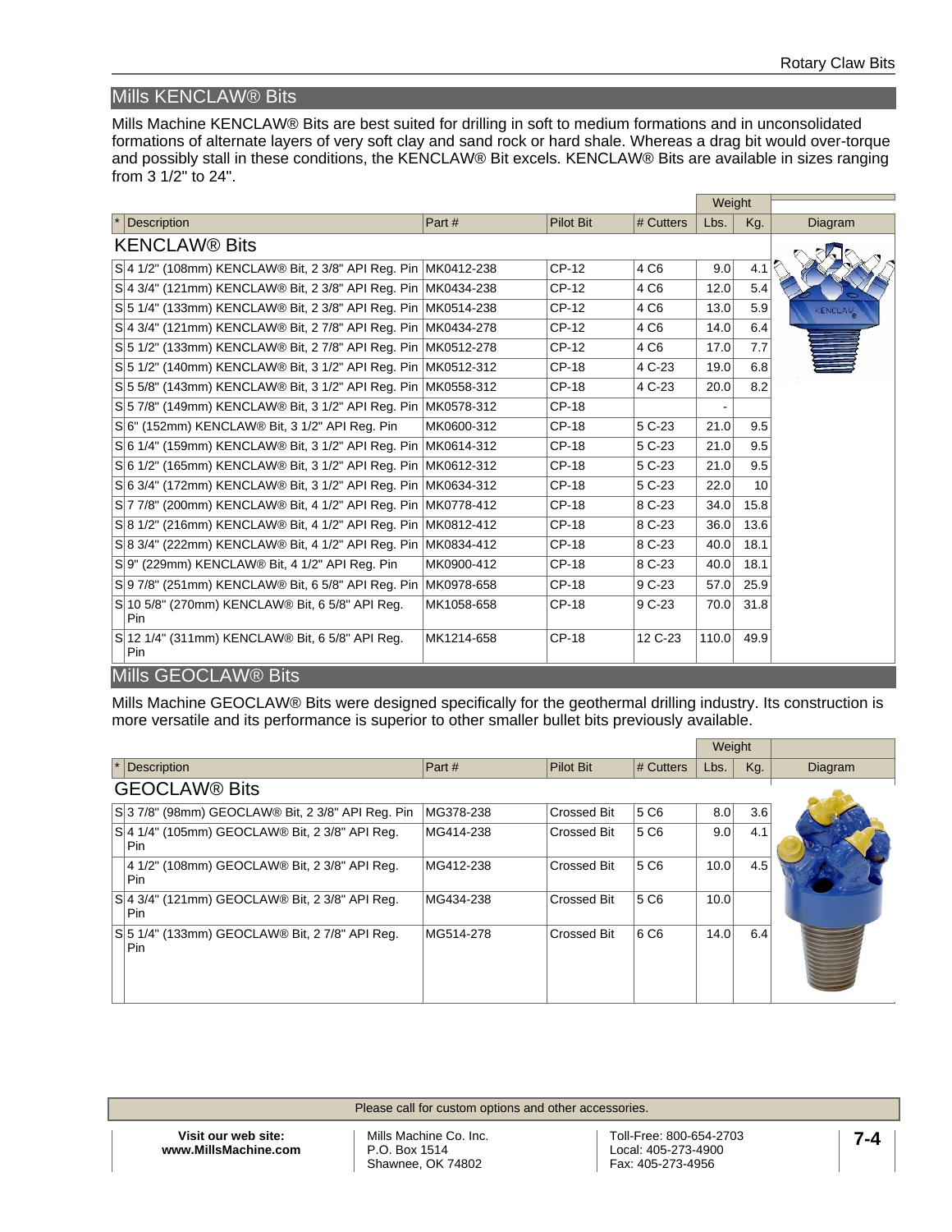## Mills KENCLAW® Bits

Mills Machine KENCLAW® Bits are best suited for drilling in soft to medium formations and in unconsolidated formations of alternate layers of very soft clay and sand rock or hard shale. Whereas a drag bit would over-torque and possibly stall in these conditions, the KENCLAW® Bit excels. KENCLAW® Bits are available in sizes ranging from 3 1/2" to 24".

| * | Description | Part # | Pilot Bit | # Cutters | Weight Lbs. | Weight Kg. | Diagram |
|---|---|---|---|---|---|---|---|
| | **KENCLAW® Bits** | | | | | | |
| S | 4 1/2" (108mm) KENCLAW® Bit, 2 3/8" API Reg. Pin | MK0412-238 | CP-12 | 4 C6 | 9.0 | 4.1 | |
| S | 4 3/4" (121mm) KENCLAW® Bit, 2 3/8" API Reg. Pin | MK0434-238 | CP-12 | 4 C6 | 12.0 | 5.4 | |
| S | 5 1/4" (133mm) KENCLAW® Bit, 2 3/8" API Reg. Pin | MK0514-238 | CP-12 | 4 C6 | 13.0 | 5.9 | |
| S | 4 3/4" (121mm) KENCLAW® Bit, 2 7/8" API Reg. Pin | MK0434-278 | CP-12 | 4 C6 | 14.0 | 6.4 | |
| S | 5 1/2" (133mm) KENCLAW® Bit, 2 7/8" API Reg. Pin | MK0512-278 | CP-12 | 4 C6 | 17.0 | 7.7 | |
| S | 5 1/2" (140mm) KENCLAW® Bit, 3 1/2" API Reg. Pin | MK0512-312 | CP-18 | 4 C-23 | 19.0 | 6.8 | |
| S | 5 5/8" (143mm) KENCLAW® Bit, 3 1/2" API Reg. Pin | MK0558-312 | CP-18 | 4 C-23 | 20.0 | 8.2 | |
| S | 5 7/8" (149mm) KENCLAW® Bit, 3 1/2" API Reg. Pin | MK0578-312 | CP-18 | | - | | |
| S | 6" (152mm) KENCLAW® Bit, 3 1/2" API Reg. Pin | MK0600-312 | CP-18 | 5 C-23 | 21.0 | 9.5 | |
| S | 6 1/4" (159mm) KENCLAW® Bit, 3 1/2" API Reg. Pin | MK0614-312 | CP-18 | 5 C-23 | 21.0 | 9.5 | |
| S | 6 1/2" (165mm) KENCLAW® Bit, 3 1/2" API Reg. Pin | MK0612-312 | CP-18 | 5 C-23 | 21.0 | 9.5 | |
| S | 6 3/4" (172mm) KENCLAW® Bit, 3 1/2" API Reg. Pin | MK0634-312 | CP-18 | 5 C-23 | 22.0 | 10 | |
| S | 7 7/8" (200mm) KENCLAW® Bit, 4 1/2" API Reg. Pin | MK0778-412 | CP-18 | 8 C-23 | 34.0 | 15.8 | |
| S | 8 1/2" (216mm) KENCLAW® Bit, 4 1/2" API Reg. Pin | MK0812-412 | CP-18 | 8 C-23 | 36.0 | 13.6 | |
| S | 8 3/4" (222mm) KENCLAW® Bit, 4 1/2" API Reg. Pin | MK0834-412 | CP-18 | 8 C-23 | 40.0 | 18.1 | |
| S | 9" (229mm) KENCLAW® Bit, 4 1/2" API Reg. Pin | MK0900-412 | CP-18 | 8 C-23 | 40.0 | 18.1 | |
| S | 9 7/8" (251mm) KENCLAW® Bit, 6 5/8" API Reg. Pin | MK0978-658 | CP-18 | 9 C-23 | 57.0 | 25.9 | |
| S | 10 5/8" (270mm) KENCLAW® Bit, 6 5/8" API Reg. Pin | MK1058-658 | CP-18 | 9 C-23 | 70.0 | 31.8 | |
| S | 12 1/4" (311mm) KENCLAW® Bit, 6 5/8" API Reg. Pin | MK1214-658 | CP-18 | 12 C-23 | 110.0 | 49.9 | |

## Mills GEOCLAW® Bits

Mills Machine GEOCLAW® Bits were designed specifically for the geothermal drilling industry. Its construction is more versatile and its performance is superior to other smaller bullet bits previously available.

| * | Description | Part # | Pilot Bit | # Cutters | Weight Lbs. | Weight Kg. | Diagram |
|---|---|---|---|---|---|---|---|
| | **GEOCLAW® Bits** | | | | | | |
| S | 3 7/8" (98mm) GEOCLAW® Bit, 2 3/8" API Reg. Pin | MG378-238 | Crossed Bit | 5 C6 | 8.0 | 3.6 | |
| S | 4 1/4" (105mm) GEOCLAW® Bit, 2 3/8" API Reg. Pin | MG414-238 | Crossed Bit | 5 C6 | 9.0 | 4.1 | |
| | 4 1/2" (108mm) GEOCLAW® Bit, 2 3/8" API Reg. Pin | MG412-238 | Crossed Bit | 5 C6 | 10.0 | 4.5 | |
| S | 4 3/4" (121mm) GEOCLAW® Bit, 2 3/8" API Reg. Pin | MG434-238 | Crossed Bit | 5 C6 | 10.0 | | |
| S | 5 1/4" (133mm) GEOCLAW® Bit, 2 7/8" API Reg. Pin | MG514-278 | Crossed Bit | 6 C6 | 14.0 | 6.4 | |

Please call for custom options and other accessories.

**Visit our web site:**
**www.MillsMachine.com**

Mills Machine Co. Inc.
P.O. Box 1514
Shawnee, OK 74802

Toll-Free: 800-654-2703
Local: 405-273-4900
Fax: 405-273-4956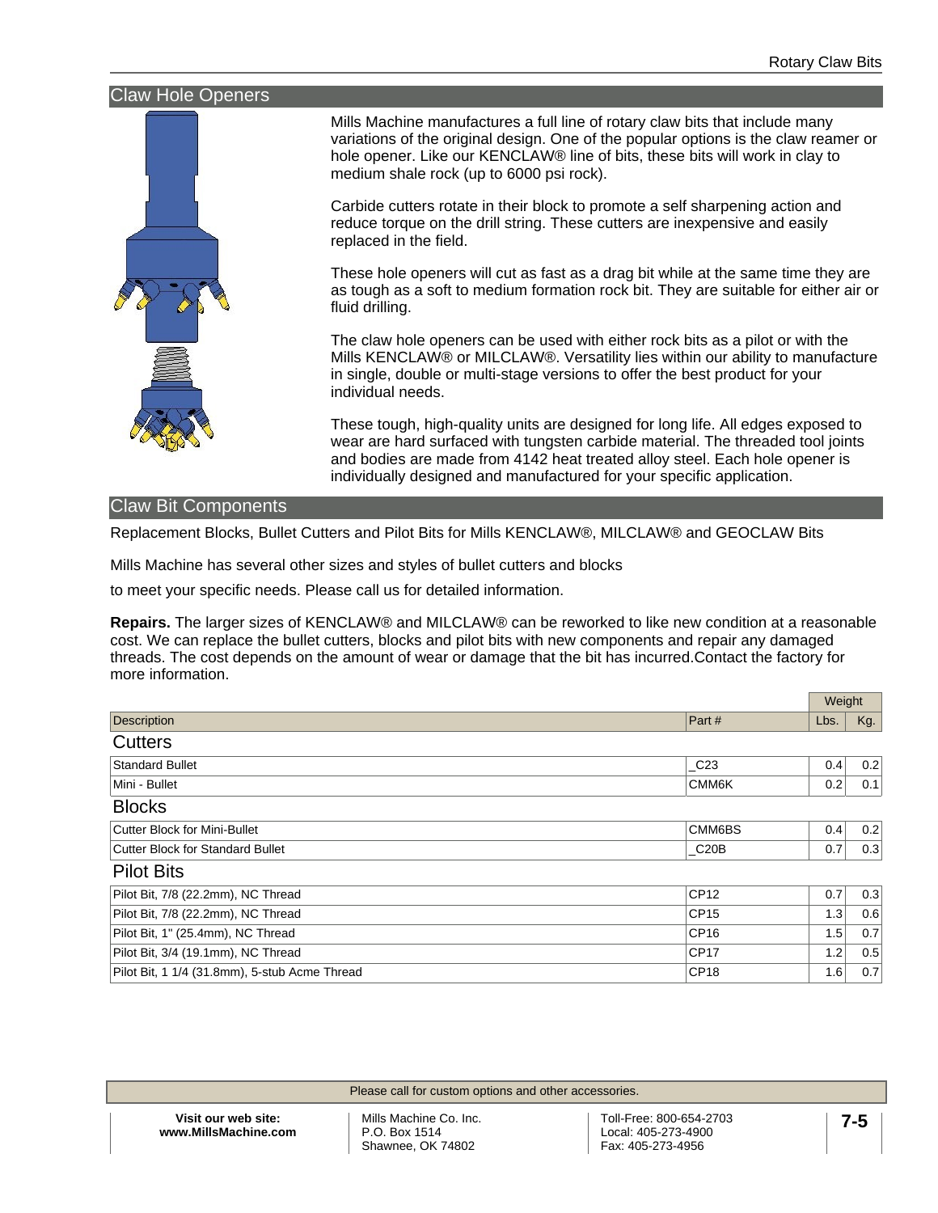## Claw Hole Openers

Mills Machine manufactures a full line of rotary claw bits that include many variations of the original design. One of the popular options is the claw reamer or hole opener. Like our KENCLAW® line of bits, these bits will work in clay to medium shale rock (up to 6000 psi rock).

Carbide cutters rotate in their block to promote a self sharpening action and reduce torque on the drill string. These cutters are inexpensive and easily replaced in the field.

These hole openers will cut as fast as a drag bit while at the same time they are as tough as a soft to medium formation rock bit. They are suitable for either air or fluid drilling.

The claw hole openers can be used with either rock bits as a pilot or with the Mills KENCLAW® or MILCLAW®. Versatility lies within our ability to manufacture in single, double or multi-stage versions to offer the best product for your individual needs.

These tough, high-quality units are designed for long life. All edges exposed to wear are hard surfaced with tungsten carbide material. The threaded tool joints and bodies are made from 4142 heat treated alloy steel. Each hole opener is individually designed and manufactured for your specific application.

## Claw Bit Components

Replacement Blocks, Bullet Cutters and Pilot Bits for Mills KENCLAW®, MILCLAW® and GEOCLAW Bits

Mills Machine has several other sizes and styles of bullet cutters and blocks

to meet your specific needs. Please call us for detailed information.

**Repairs.** The larger sizes of KENCLAW® and MILCLAW® can be reworked to like new condition at a reasonable cost. We can replace the bullet cutters, blocks and pilot bits with new components and repair any damaged threads. The cost depends on the amount of wear or damage that the bit has incurred.Contact the factory for more information.

| | | Weight | |
|---|---|---|---|
| Description | Part # | Lbs. | Kg. |
| **Cutters** | | | |
| Standard Bullet | _C23 | 0.4 | 0.2 |
| Mini - Bullet | CMM6K | 0.2 | 0.1 |
| **Blocks** | | | |
| Cutter Block for Mini-Bullet | CMM6BS | 0.4 | 0.2 |
| Cutter Block for Standard Bullet | _C20B | 0.7 | 0.3 |
| **Pilot Bits** | | | |
| Pilot Bit, 7/8 (22.2mm), NC Thread | CP12 | 0.7 | 0.3 |
| Pilot Bit, 7/8 (22.2mm), NC Thread | CP15 | 1.3 | 0.6 |
| Pilot Bit, 1" (25.4mm), NC Thread | CP16 | 1.5 | 0.7 |
| Pilot Bit, 3/4 (19.1mm), NC Thread | CP17 | 1.2 | 0.5 |
| Pilot Bit, 1 1/4 (31.8mm), 5-stub Acme Thread | CP18 | 1.6 | 0.7 |

Please call for custom options and other accessories.

**Visit our web site:**
**www.MillsMachine.com**

Mills Machine Co. Inc.
P.O. Box 1514
Shawnee, OK 74802

Toll-Free: 800-654-2703
Local: 405-273-4900
Fax: 405-273-4956